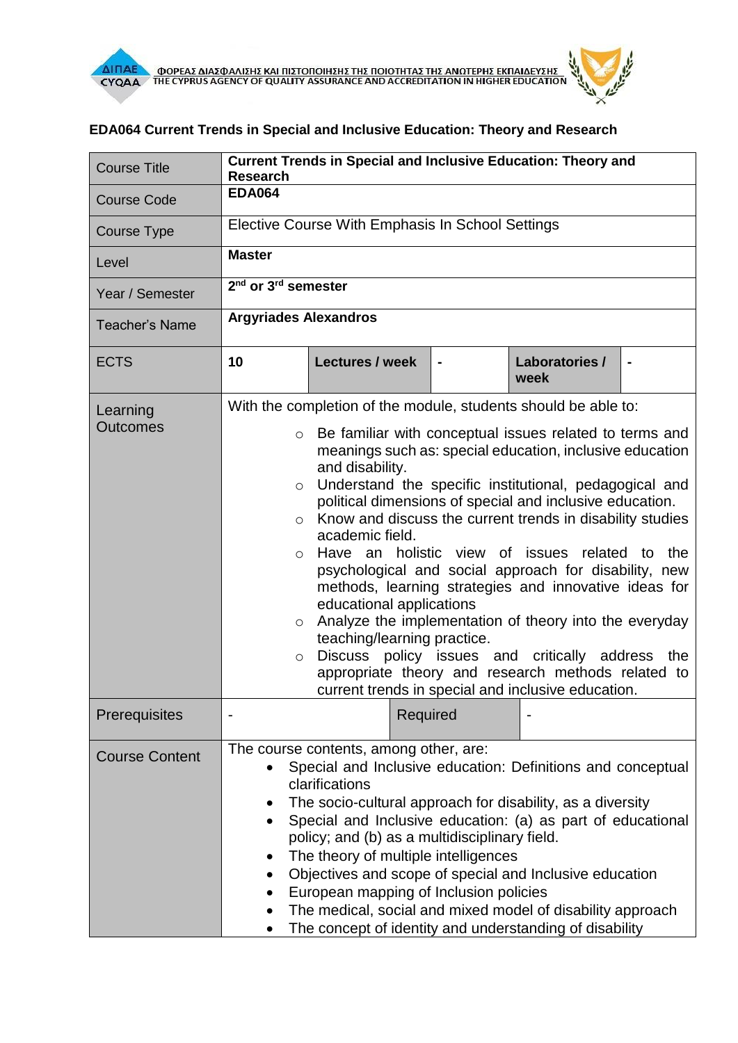ΦΟΡΕΑΣ ΔΙΑΣΦΑΛΙΣΗΣ ΚΑΙ ΠΙΣΤΟΠΟΙΗΣΗΣ ΤΗΣ ΠΟΙΟΤΗΤΑΣ ΤΗΣ ΑΝΩΤΕΡΗΣ ΕΚΠΑΙΔΕΥΣΗΣ
THE CYPRUS AGENCY OF QUALITY ASSURANCE AND ACCREDITATION IN HIGHER EDUCATION

## EDA064 Current Trends in Special and Inclusive Education: Theory and Research

| Course Title | **Current Trends in Special and Inclusive Education: Theory and Research** | | | | |
|---|---|---|---|---|---|
| Course Code | **EDA064** | | | | |
| Course Type | Elective Course With Emphasis In School Settings | | | | |
| Level | **Master** | | | | |
| Year / Semester | **2nd or 3rd semester** | | | | |
| Teacher's Name | **Argyriades Alexandros** | | | | |
| ECTS | **10** | **Lectures / week** | **-** | **Laboratories / week** | **-** |
| Learning Outcomes | With the completion of the module, students should be able to:<br>○ Be familiar with conceptual issues related to terms and meanings such as: special education, inclusive education and disability.<br>○ Understand the specific institutional, pedagogical and political dimensions of special and inclusive education.<br>○ Know and discuss the current trends in disability studies academic field.<br>○ Have an holistic view of issues related to the psychological and social approach for disability, new methods, learning strategies and innovative ideas for educational applications<br>○ Analyze the implementation of theory into the everyday teaching/learning practice.<br>○ Discuss policy issues and critically address the appropriate theory and research methods related to current trends in special and inclusive education. | | | | |
| Prerequisites | - | | Required | - | |
| Course Content | The course contents, among other, are:<br>• Special and Inclusive education: Definitions and conceptual clarifications<br>• The socio-cultural approach for disability, as a diversity<br>• Special and Inclusive education: (a) as part of educational policy; and (b) as a multidisciplinary field.<br>• The theory of multiple intelligences<br>• Objectives and scope of special and Inclusive education<br>• European mapping of Inclusion policies<br>• The medical, social and mixed model of disability approach<br>• The concept of identity and understanding of disability | | | | |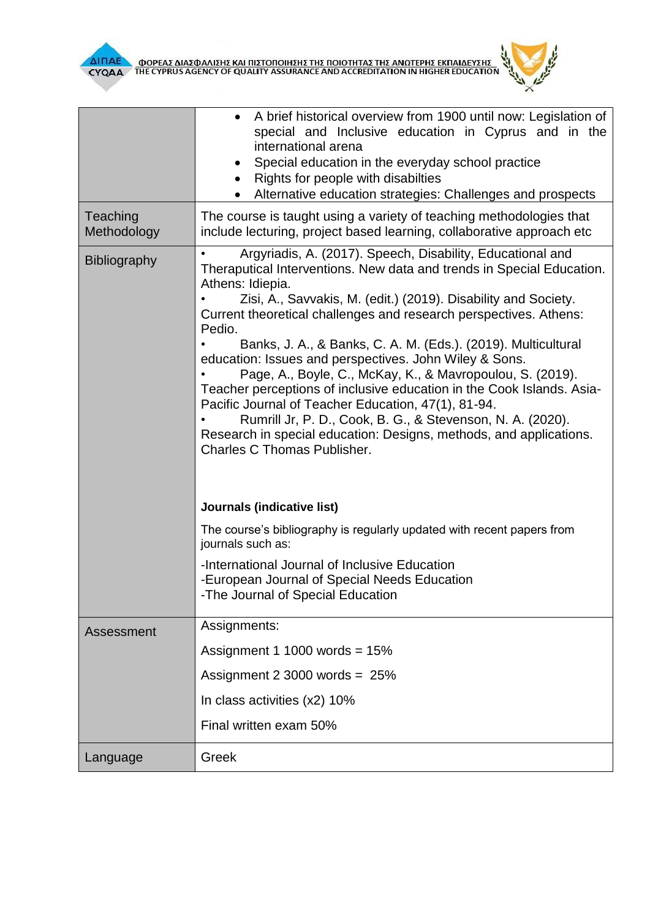| | |
|---|---|
| | • A brief historical overview from 1900 until now: Legislation of special and Inclusive education in Cyprus and in the international arena<br>• Special education in the everyday school practice<br>• Rights for people with disabilties<br>• Alternative education strategies: Challenges and prospects |
| Teaching Methodology | The course is taught using a variety of teaching methodologies that include lecturing, project based learning, collaborative approach etc |
| Bibliography | • Argyriadis, A. (2017). Speech, Disability, Educational and Theraputical Interventions. New data and trends in Special Education. Athens: Idiepia.<br>• Zisi, A., Savvakis, M. (edit.) (2019). Disability and Society. Current theoretical challenges and research perspectives. Athens: Pedio.<br>• Banks, J. A., & Banks, C. A. M. (Eds.). (2019). Multicultural education: Issues and perspectives. John Wiley & Sons.<br>• Page, A., Boyle, C., McKay, K., & Mavropoulou, S. (2019). Teacher perceptions of inclusive education in the Cook Islands. Asia-Pacific Journal of Teacher Education, 47(1), 81-94.<br>• Rumrill Jr, P. D., Cook, B. G., & Stevenson, N. A. (2020). Research in special education: Designs, methods, and applications. Charles C Thomas Publisher.<br><br>**Journals (indicative list)**<br>The course's bibliography is regularly updated with recent papers from journals such as:<br>-International Journal of Inclusive Education<br>-European Journal of Special Needs Education<br>-The Journal of Special Education |
| Assessment | Assignments:<br>Assignment 1 1000 words = 15%<br>Assignment 2 3000 words = 25%<br>In class activities (x2) 10%<br>Final written exam 50% |
| Language | Greek |